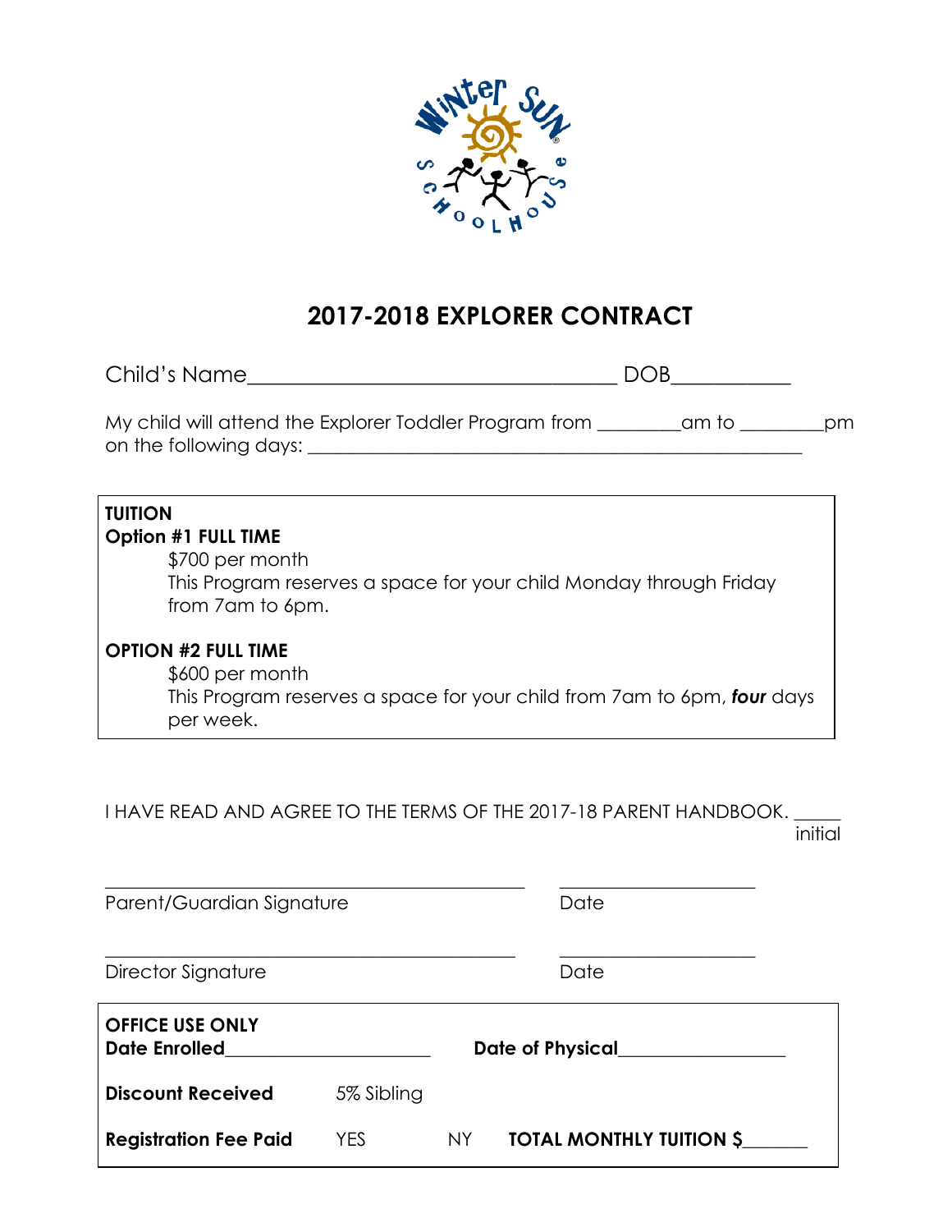# 2017-2018 EXPLORER CONTRACT

Child's Name___________________________________ DOB___________

My child will attend the Explorer Toddler Program from ________am to ________pm on the following days: ______________________________________________

**TUITION**

**Option #1 FULL TIME**

$700 per month
This Program reserves a space for your child Monday through Friday from 7am to 6pm.

**OPTION #2 FULL TIME**

$600 per month
This Program reserves a space for your child from 7am to 6pm, ***four*** days per week.

I HAVE READ AND AGREE TO THE TERMS OF THE 2017-18 PARENT HANDBOOK. _____ initial

_________________________________________ ____________________
Parent/Guardian Signature Date

_________________________________________ ____________________
Director Signature Date

**OFFICE USE ONLY**

**Date Enrolled**____________________ **Date of Physical**________________

**Discount Received** 5% Sibling

**Registration Fee Paid** YES NY **TOTAL MONTHLY TUITION $**______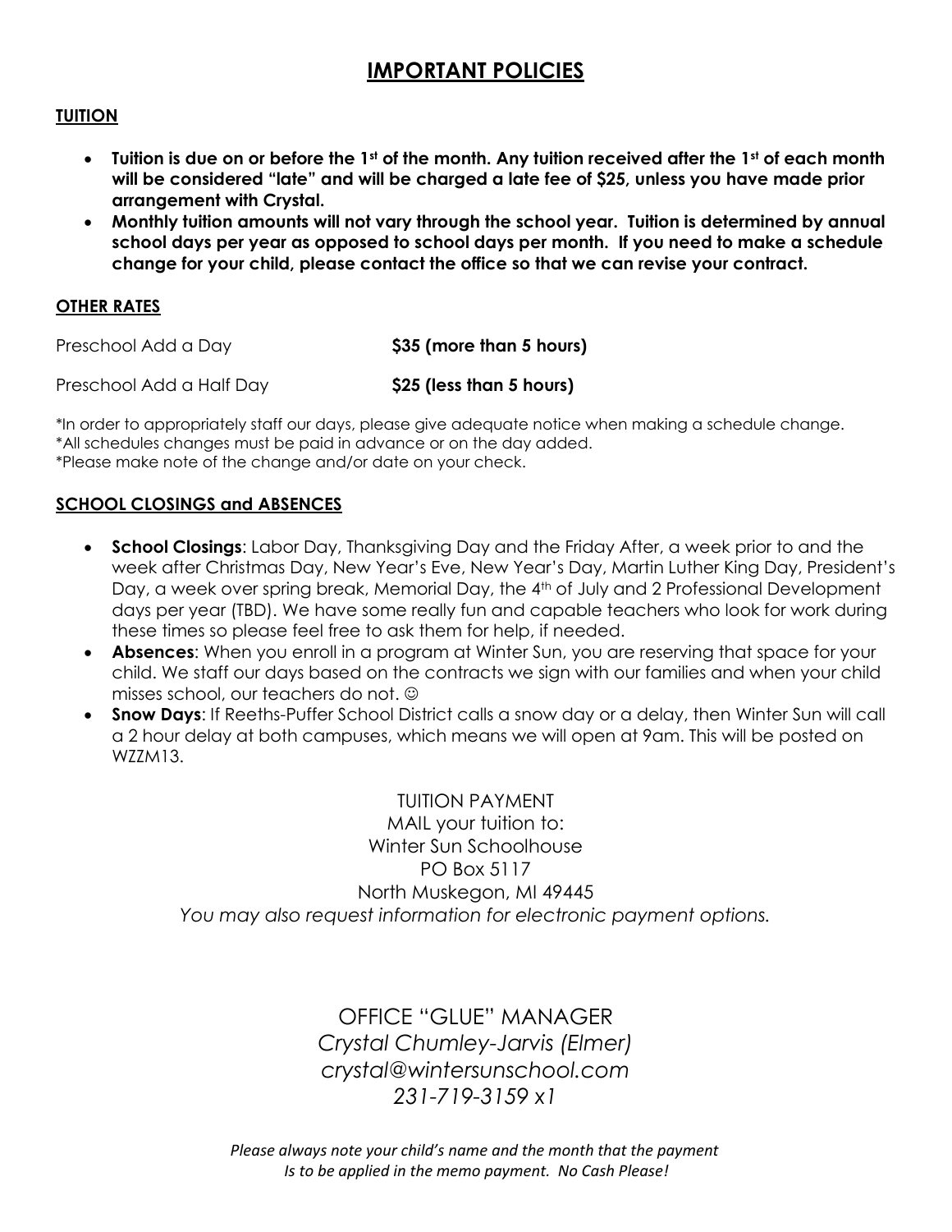# IMPORTANT POLICIES

## TUITION

- **Tuition is due on or before the 1st of the month. Any tuition received after the 1st of each month will be considered "late" and will be charged a late fee of $25, unless you have made prior arrangement with Crystal.**
- **Monthly tuition amounts will not vary through the school year. Tuition is determined by annual school days per year as opposed to school days per month. If you need to make a schedule change for your child, please contact the office so that we can revise your contract.**

## OTHER RATES

| | |
|---|---|
| Preschool Add a Day | **$35 (more than 5 hours)** |
| Preschool Add a Half Day | **$25 (less than 5 hours)** |

*In order to appropriately staff our days, please give adequate notice when making a schedule change.
*All schedules changes must be paid in advance or on the day added.
*Please make note of the change and/or date on your check.

## SCHOOL CLOSINGS and ABSENCES

- **School Closings**: Labor Day, Thanksgiving Day and the Friday After, a week prior to and the week after Christmas Day, New Year's Eve, New Year's Day, Martin Luther King Day, President's Day, a week over spring break, Memorial Day, the 4th of July and 2 Professional Development days per year (TBD). We have some really fun and capable teachers who look for work during these times so please feel free to ask them for help, if needed.
- **Absences**: When you enroll in a program at Winter Sun, you are reserving that space for your child. We staff our days based on the contracts we sign with our families and when your child misses school, our teachers do not. ☺
- **Snow Days**: If Reeths-Puffer School District calls a snow day or a delay, then Winter Sun will call a 2 hour delay at both campuses, which means we will open at 9am. This will be posted on WZZM13.

TUITION PAYMENT
MAIL your tuition to:
Winter Sun Schoolhouse
PO Box 5117
North Muskegon, MI 49445
*You may also request information for electronic payment options.*

OFFICE "GLUE" MANAGER
*Crystal Chumley-Jarvis (Elmer)*
*crystal@wintersunschool.com*
*231-719-3159 x1*

*Please always note your child's name and the month that the payment Is to be applied in the memo payment. No Cash Please!*